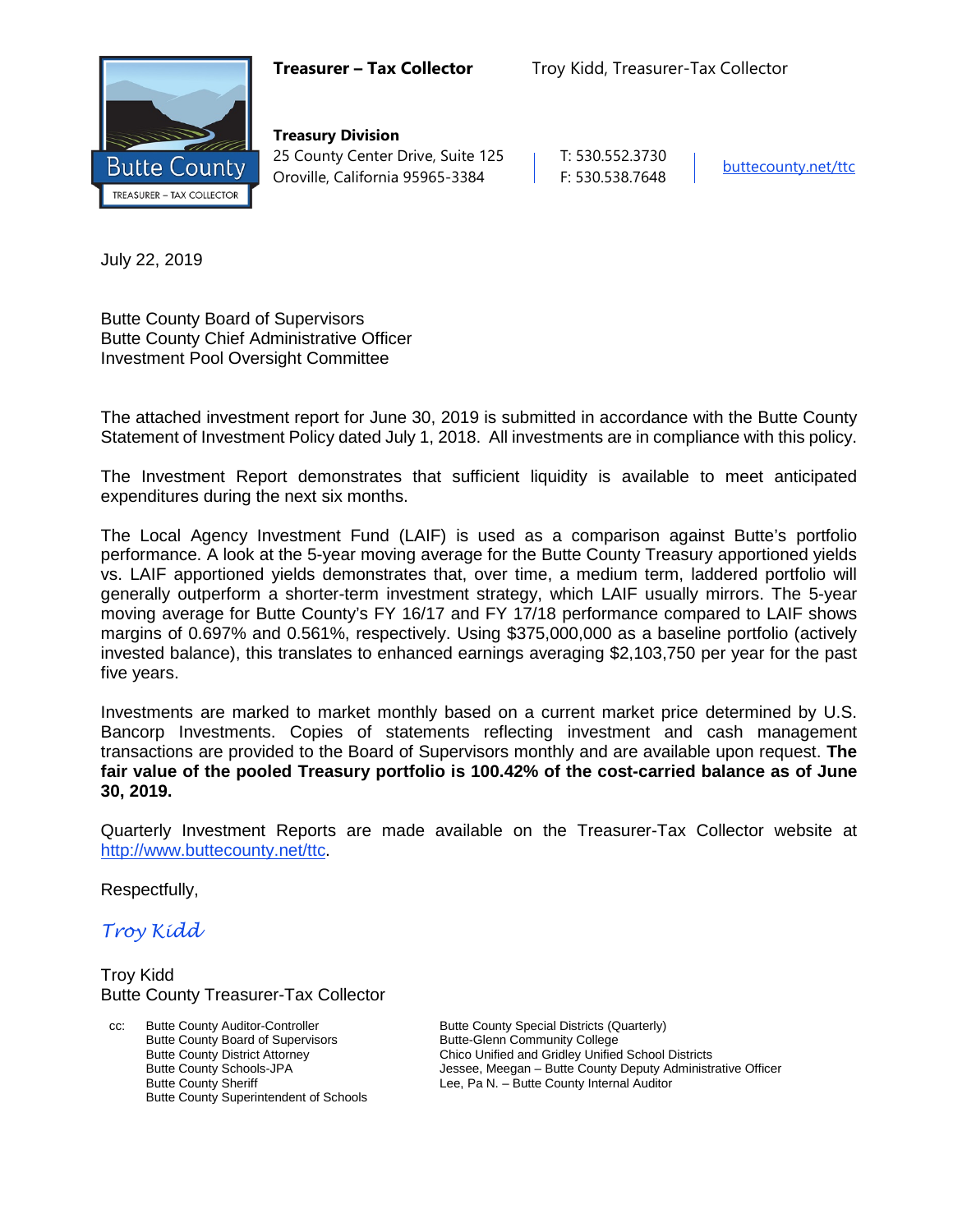**Treasurer – Tax Collector** Troy Kidd, Treasurer-Tax Collector

Butte County
TREASURER – TAX COLLECTOR

**Treasury Division**
25 County Center Drive, Suite 125
Oroville, California 95965-3384

T: 530.552.3730
F: 530.538.7648

buttecounty.net/ttc

July 22, 2019

Butte County Board of Supervisors
Butte County Chief Administrative Officer
Investment Pool Oversight Committee

The attached investment report for June 30, 2019 is submitted in accordance with the Butte County Statement of Investment Policy dated July 1, 2018. All investments are in compliance with this policy.

The Investment Report demonstrates that sufficient liquidity is available to meet anticipated expenditures during the next six months.

The Local Agency Investment Fund (LAIF) is used as a comparison against Butte's portfolio performance. A look at the 5-year moving average for the Butte County Treasury apportioned yields vs. LAIF apportioned yields demonstrates that, over time, a medium term, laddered portfolio will generally outperform a shorter-term investment strategy, which LAIF usually mirrors. The 5-year moving average for Butte County's FY 16/17 and FY 17/18 performance compared to LAIF shows margins of 0.697% and 0.561%, respectively. Using $375,000,000 as a baseline portfolio (actively invested balance), this translates to enhanced earnings averaging $2,103,750 per year for the past five years.

Investments are marked to market monthly based on a current market price determined by U.S. Bancorp Investments. Copies of statements reflecting investment and cash management transactions are provided to the Board of Supervisors monthly and are available upon request. **The fair value of the pooled Treasury portfolio is 100.42% of the cost-carried balance as of June 30, 2019.**

Quarterly Investment Reports are made available on the Treasurer-Tax Collector website at http://www.buttecounty.net/ttc.

Respectfully,

*Troy Kidd*

Troy Kidd
Butte County Treasurer-Tax Collector

cc:
- Butte County Auditor-Controller
- Butte County Board of Supervisors
- Butte County District Attorney
- Butte County Schools-JPA
- Butte County Sheriff
- Butte County Superintendent of Schools
- Butte County Special Districts (Quarterly)
- Butte-Glenn Community College
- Chico Unified and Gridley Unified School Districts
- Jessee, Meegan – Butte County Deputy Administrative Officer
- Lee, Pa N. – Butte County Internal Auditor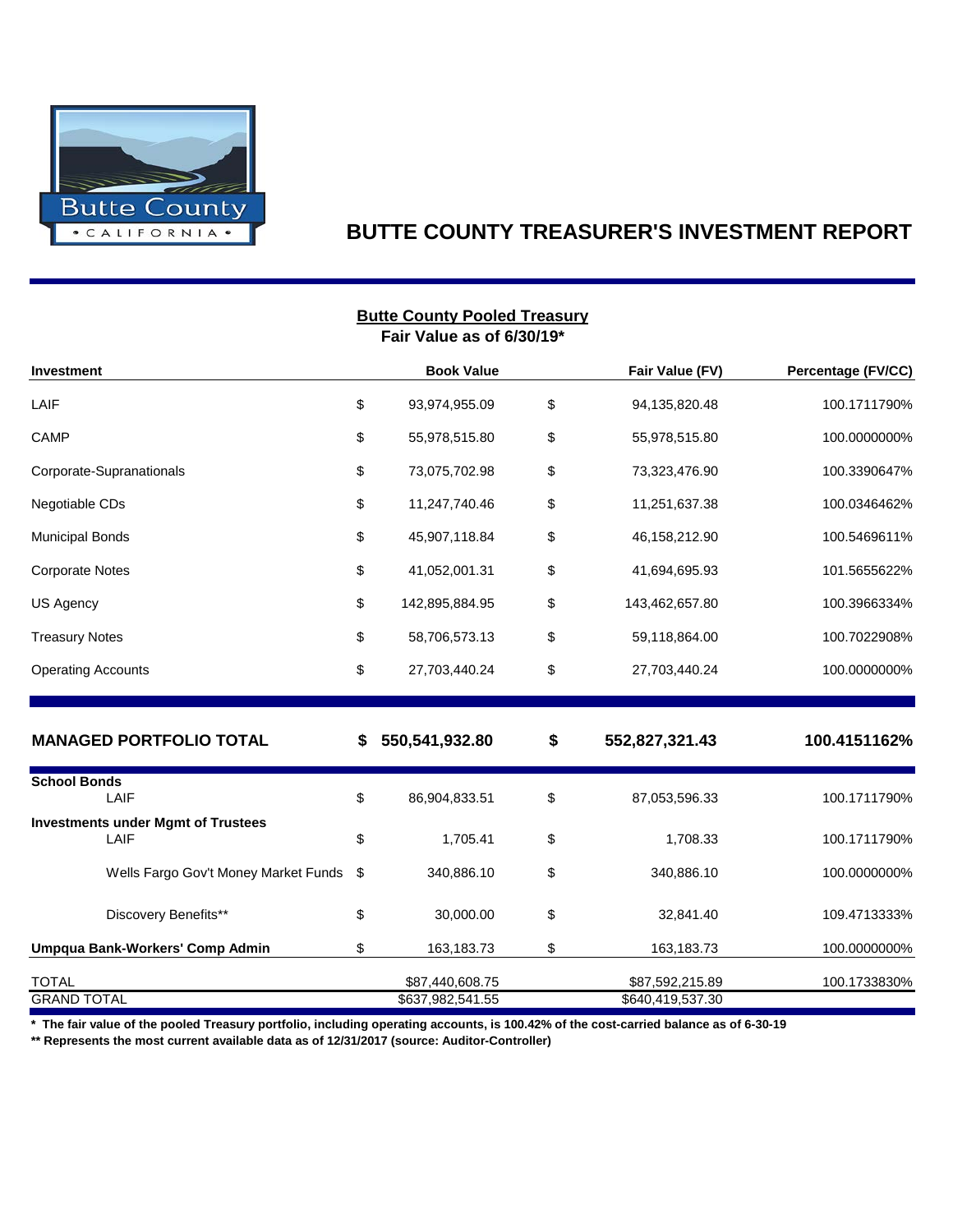# BUTTE COUNTY TREASURER'S INVESTMENT REPORT

## Butte County Pooled Treasury

**Fair Value as of 6/30/19***

| Investment | | Book Value | | Fair Value (FV) | Percentage (FV/CC) |
|---|---|---|---|---|---|
| LAIF | $ | 93,974,955.09 | $ | 94,135,820.48 | 100.1711790% |
| CAMP | $ | 55,978,515.80 | $ | 55,978,515.80 | 100.0000000% |
| Corporate-Supranationals | $ | 73,075,702.98 | $ | 73,323,476.90 | 100.3390647% |
| Negotiable CDs | $ | 11,247,740.46 | $ | 11,251,637.38 | 100.0346462% |
| Municipal Bonds | $ | 45,907,118.84 | $ | 46,158,212.90 | 100.5469611% |
| Corporate Notes | $ | 41,052,001.31 | $ | 41,694,695.93 | 101.5655622% |
| US Agency | $ | 142,895,884.95 | $ | 143,462,657.80 | 100.3966334% |
| Treasury Notes | $ | 58,706,573.13 | $ | 59,118,864.00 | 100.7022908% |
| Operating Accounts | $ | 27,703,440.24 | $ | 27,703,440.24 | 100.0000000% |
| **MANAGED PORTFOLIO TOTAL** | **$** | **550,541,932.80** | **$** | **552,827,321.43** | **100.4151162%** |
| **School Bonds** | | | | | |
| LAIF | $ | 86,904,833.51 | $ | 87,053,596.33 | 100.1711790% |
| **Investments under Mgmt of Trustees** | | | | | |
| LAIF | $ | 1,705.41 | $ | 1,708.33 | 100.1711790% |
| Wells Fargo Gov't Money Market Funds | $ | 340,886.10 | $ | 340,886.10 | 100.0000000% |
| Discovery Benefits** | $ | 30,000.00 | $ | 32,841.40 | 109.4713333% |
| **Umpqua Bank-Workers' Comp Admin** | $ | 163,183.73 | $ | 163,183.73 | 100.0000000% |
| TOTAL | | $87,440,608.75 | | $87,592,215.89 | 100.1733830% |
| GRAND TOTAL | | $637,982,541.55 | | $640,419,537.30 | |

**\* The fair value of the pooled Treasury portfolio, including operating accounts, is 100.42% of the cost-carried balance as of 6-30-19**

**** Represents the most current available data as of 12/31/2017 (source: Auditor-Controller)**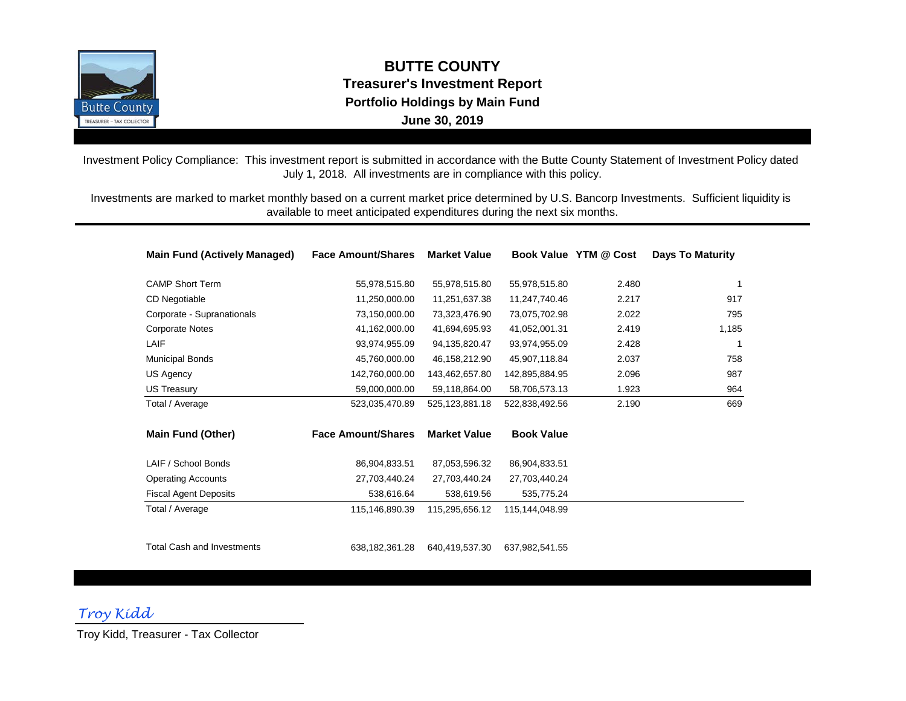# BUTTE COUNTY
## Treasurer's Investment Report
### Portfolio Holdings by Main Fund
### June 30, 2019

Investment Policy Compliance: This investment report is submitted in accordance with the Butte County Statement of Investment Policy dated July 1, 2018. All investments are in compliance with this policy.

Investments are marked to market monthly based on a current market price determined by U.S. Bancorp Investments. Sufficient liquidity is available to meet anticipated expenditures during the next six months.

| Main Fund (Actively Managed) | Face Amount/Shares | Market Value | Book Value | YTM @ Cost | Days To Maturity |
|---|---|---|---|---|---|
| CAMP Short Term | 55,978,515.80 | 55,978,515.80 | 55,978,515.80 | 2.480 | 1 |
| CD Negotiable | 11,250,000.00 | 11,251,637.38 | 11,247,740.46 | 2.217 | 917 |
| Corporate - Supranationals | 73,150,000.00 | 73,323,476.90 | 73,075,702.98 | 2.022 | 795 |
| Corporate Notes | 41,162,000.00 | 41,694,695.93 | 41,052,001.31 | 2.419 | 1,185 |
| LAIF | 93,974,955.09 | 94,135,820.47 | 93,974,955.09 | 2.428 | 1 |
| Municipal Bonds | 45,760,000.00 | 46,158,212.90 | 45,907,118.84 | 2.037 | 758 |
| US Agency | 142,760,000.00 | 143,462,657.80 | 142,895,884.95 | 2.096 | 987 |
| US Treasury | 59,000,000.00 | 59,118,864.00 | 58,706,573.13 | 1.923 | 964 |
| Total / Average | 523,035,470.89 | 525,123,881.18 | 522,838,492.56 | 2.190 | 669 |

| Main Fund (Other) | Face Amount/Shares | Market Value | Book Value |
|---|---|---|---|
| LAIF / School Bonds | 86,904,833.51 | 87,053,596.32 | 86,904,833.51 |
| Operating Accounts | 27,703,440.24 | 27,703,440.24 | 27,703,440.24 |
| Fiscal Agent Deposits | 538,616.64 | 538,619.56 | 535,775.24 |
| Total / Average | 115,146,890.39 | 115,295,656.12 | 115,144,048.99 |
| | | | |
| Total Cash and Investments | 638,182,361.28 | 640,419,537.30 | 637,982,541.55 |

*Troy Kidd*

Troy Kidd, Treasurer - Tax Collector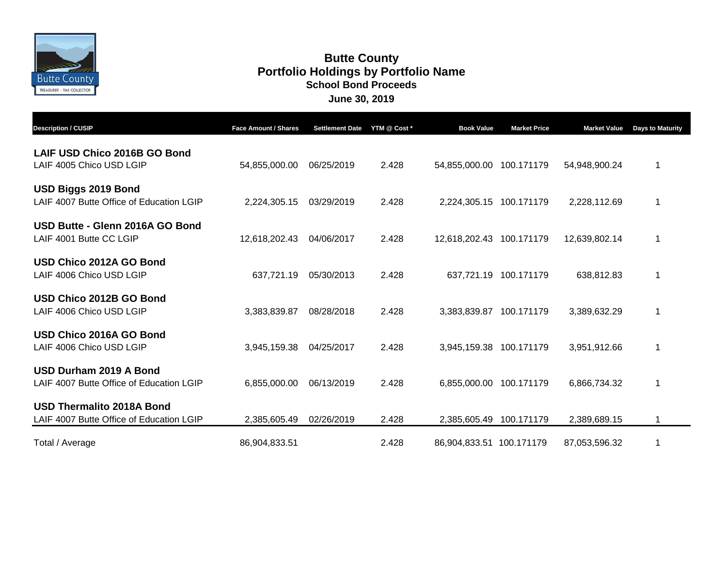# Butte County
## Portfolio Holdings by Portfolio Name
### School Bond Proceeds
### June 30, 2019

| Description / CUSIP | Face Amount / Shares | Settlement Date | YTM @ Cost * | Book Value | Market Price | Market Value | Days to Maturity |
|---|---|---|---|---|---|---|---|
| **LAIF USD Chico 2016B GO Bond** | | | | | | | |
| LAIF 4005 Chico USD LGIP | 54,855,000.00 | 06/25/2019 | 2.428 | 54,855,000.00 | 100.171179 | 54,948,900.24 | 1 |
| **USD Biggs 2019 Bond** | | | | | | | |
| LAIF 4007 Butte Office of Education LGIP | 2,224,305.15 | 03/29/2019 | 2.428 | 2,224,305.15 | 100.171179 | 2,228,112.69 | 1 |
| **USD Butte - Glenn 2016A GO Bond** | | | | | | | |
| LAIF 4001 Butte CC LGIP | 12,618,202.43 | 04/06/2017 | 2.428 | 12,618,202.43 | 100.171179 | 12,639,802.14 | 1 |
| **USD Chico 2012A GO Bond** | | | | | | | |
| LAIF 4006 Chico USD LGIP | 637,721.19 | 05/30/2013 | 2.428 | 637,721.19 | 100.171179 | 638,812.83 | 1 |
| **USD Chico 2012B GO Bond** | | | | | | | |
| LAIF 4006 Chico USD LGIP | 3,383,839.87 | 08/28/2018 | 2.428 | 3,383,839.87 | 100.171179 | 3,389,632.29 | 1 |
| **USD Chico 2016A GO Bond** | | | | | | | |
| LAIF 4006 Chico USD LGIP | 3,945,159.38 | 04/25/2017 | 2.428 | 3,945,159.38 | 100.171179 | 3,951,912.66 | 1 |
| **USD Durham 2019 A Bond** | | | | | | | |
| LAIF 4007 Butte Office of Education LGIP | 6,855,000.00 | 06/13/2019 | 2.428 | 6,855,000.00 | 100.171179 | 6,866,734.32 | 1 |
| **USD Thermalito 2018A Bond** | | | | | | | |
| LAIF 4007 Butte Office of Education LGIP | 2,385,605.49 | 02/26/2019 | 2.428 | 2,385,605.49 | 100.171179 | 2,389,689.15 | 1 |
| Total / Average | 86,904,833.51 | | 2.428 | 86,904,833.51 | 100.171179 | 87,053,596.32 | 1 |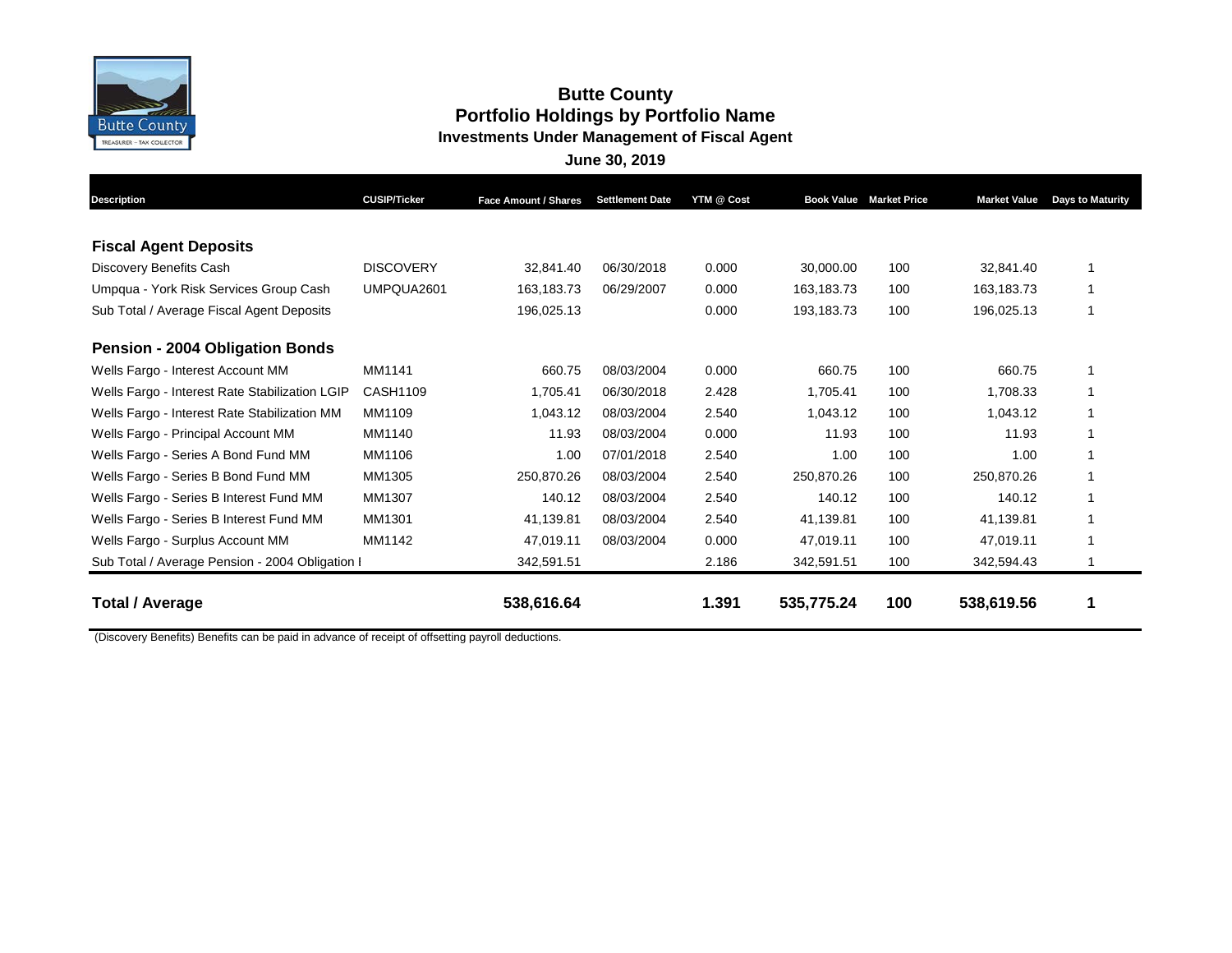# Butte County

## Portfolio Holdings by Portfolio Name

### Investments Under Management of Fiscal Agent

**June 30, 2019**

| Description | CUSIP/Ticker | Face Amount / Shares | Settlement Date | YTM @ Cost | Book Value | Market Price | Market Value | Days to Maturity |
|---|---|---|---|---|---|---|---|---|
| **Fiscal Agent Deposits** | | | | | | | | |
| Discovery Benefits Cash | DISCOVERY | 32,841.40 | 06/30/2018 | 0.000 | 30,000.00 | 100 | 32,841.40 | 1 |
| Umpqua - York Risk Services Group Cash | UMPQUA2601 | 163,183.73 | 06/29/2007 | 0.000 | 163,183.73 | 100 | 163,183.73 | 1 |
| Sub Total / Average Fiscal Agent Deposits | | 196,025.13 | | 0.000 | 193,183.73 | 100 | 196,025.13 | 1 |
| **Pension - 2004 Obligation Bonds** | | | | | | | | |
| Wells Fargo - Interest Account MM | MM1141 | 660.75 | 08/03/2004 | 0.000 | 660.75 | 100 | 660.75 | 1 |
| Wells Fargo - Interest Rate Stabilization LGIP | CASH1109 | 1,705.41 | 06/30/2018 | 2.428 | 1,705.41 | 100 | 1,708.33 | 1 |
| Wells Fargo - Interest Rate Stabilization MM | MM1109 | 1,043.12 | 08/03/2004 | 2.540 | 1,043.12 | 100 | 1,043.12 | 1 |
| Wells Fargo - Principal Account MM | MM1140 | 11.93 | 08/03/2004 | 0.000 | 11.93 | 100 | 11.93 | 1 |
| Wells Fargo - Series A Bond Fund MM | MM1106 | 1.00 | 07/01/2018 | 2.540 | 1.00 | 100 | 1.00 | 1 |
| Wells Fargo - Series B Bond Fund MM | MM1305 | 250,870.26 | 08/03/2004 | 2.540 | 250,870.26 | 100 | 250,870.26 | 1 |
| Wells Fargo - Series B Interest Fund MM | MM1307 | 140.12 | 08/03/2004 | 2.540 | 140.12 | 100 | 140.12 | 1 |
| Wells Fargo - Series B Interest Fund MM | MM1301 | 41,139.81 | 08/03/2004 | 2.540 | 41,139.81 | 100 | 41,139.81 | 1 |
| Wells Fargo - Surplus Account MM | MM1142 | 47,019.11 | 08/03/2004 | 0.000 | 47,019.11 | 100 | 47,019.11 | 1 |
| Sub Total / Average Pension - 2004 Obligation I | | 342,591.51 | | 2.186 | 342,591.51 | 100 | 342,594.43 | 1 |
| **Total / Average** | | **538,616.64** | | **1.391** | **535,775.24** | **100** | **538,619.56** | **1** |

(Discovery Benefits) Benefits can be paid in advance of receipt of offsetting payroll deductions.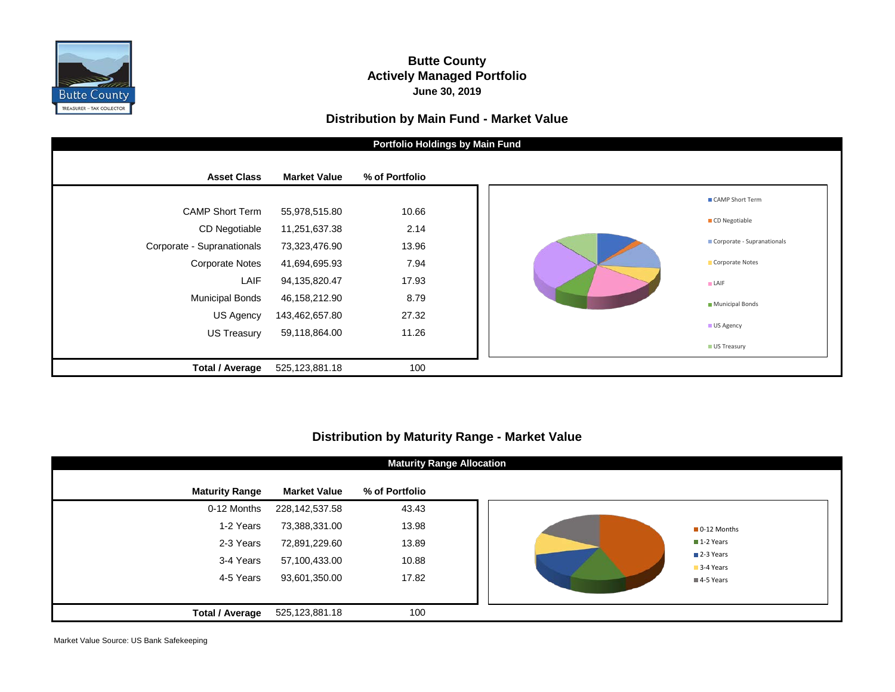# Butte County
## Actively Managed Portfolio
### June 30, 2019

## Distribution by Main Fund - Market Value

**Portfolio Holdings by Main Fund**

| Asset Class | Market Value | % of Portfolio |
|---|---|---|
| CAMP Short Term | 55,978,515.80 | 10.66 |
| CD Negotiable | 11,251,637.38 | 2.14 |
| Corporate - Supranationals | 73,323,476.90 | 13.96 |
| Corporate Notes | 41,694,695.93 | 7.94 |
| LAIF | 94,135,820.47 | 17.93 |
| Municipal Bonds | 46,158,212.90 | 8.79 |
| US Agency | 143,462,657.80 | 27.32 |
| US Treasury | 59,118,864.00 | 11.26 |
| **Total / Average** | 525,123,881.18 | 100 |

## Distribution by Maturity Range - Market Value

**Maturity Range Allocation**

| Maturity Range | Market Value | % of Portfolio |
|---|---|---|
| 0-12 Months | 228,142,537.58 | 43.43 |
| 1-2 Years | 73,388,331.00 | 13.98 |
| 2-3 Years | 72,891,229.60 | 13.89 |
| 3-4 Years | 57,100,433.00 | 10.88 |
| 4-5 Years | 93,601,350.00 | 17.82 |
| **Total / Average** | 525,123,881.18 | 100 |

Market Value Source: US Bank Safekeeping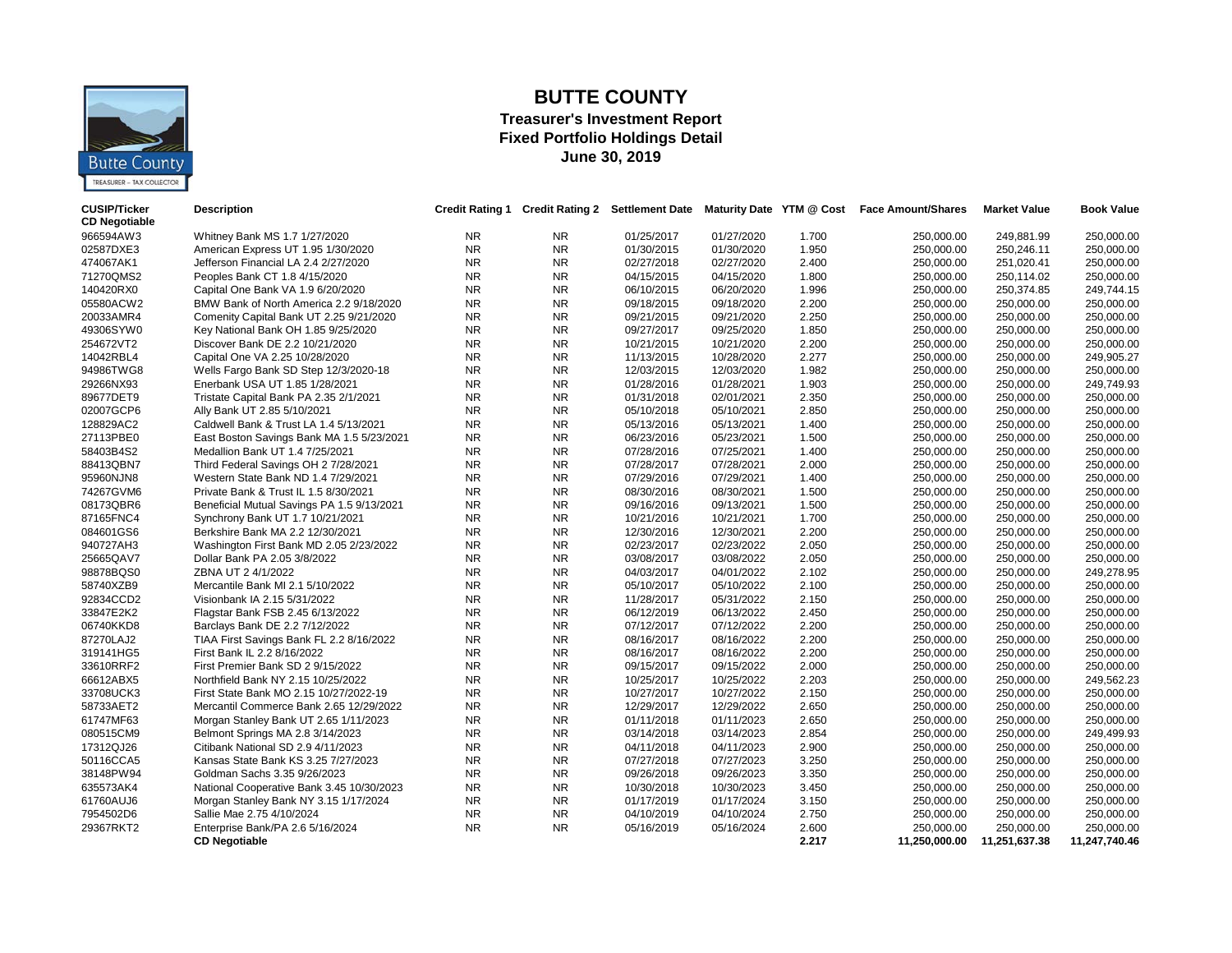# BUTTE COUNTY

## Treasurer's Investment Report

## Fixed Portfolio Holdings Detail

## June 30, 2019

| CUSIP/Ticker | Description | Credit Rating 1 | Credit Rating 2 | Settlement Date | Maturity Date | YTM @ Cost | Face Amount/Shares | Market Value | Book Value |
|---|---|---|---|---|---|---|---|---|---|
| **CD Negotiable** | | | | | | | | | |
| 966594AW3 | Whitney Bank MS 1.7 1/27/2020 | NR | NR | 01/25/2017 | 01/27/2020 | 1.700 | 250,000.00 | 249,881.99 | 250,000.00 |
| 02587DXE3 | American Express UT 1.95 1/30/2020 | NR | NR | 01/30/2015 | 01/30/2020 | 1.950 | 250,000.00 | 250,246.11 | 250,000.00 |
| 474067AK1 | Jefferson Financial LA 2.4 2/27/2020 | NR | NR | 02/27/2018 | 02/27/2020 | 2.400 | 250,000.00 | 251,020.41 | 250,000.00 |
| 71270QMS2 | Peoples Bank CT 1.8 4/15/2020 | NR | NR | 04/15/2015 | 04/15/2020 | 1.800 | 250,000.00 | 250,114.02 | 250,000.00 |
| 140420RX0 | Capital One Bank VA 1.9 6/20/2020 | NR | NR | 06/10/2015 | 06/20/2020 | 1.996 | 250,000.00 | 250,374.85 | 249,744.15 |
| 05580ACW2 | BMW Bank of North America 2.2 9/18/2020 | NR | NR | 09/18/2015 | 09/18/2020 | 2.200 | 250,000.00 | 250,000.00 | 250,000.00 |
| 20033AMR4 | Comenity Capital Bank UT 2.25 9/21/2020 | NR | NR | 09/21/2015 | 09/21/2020 | 2.250 | 250,000.00 | 250,000.00 | 250,000.00 |
| 49306SYW0 | Key National Bank OH 1.85 9/25/2020 | NR | NR | 09/27/2017 | 09/25/2020 | 1.850 | 250,000.00 | 250,000.00 | 250,000.00 |
| 254672VT2 | Discover Bank DE 2.2 10/21/2020 | NR | NR | 10/21/2015 | 10/21/2020 | 2.200 | 250,000.00 | 250,000.00 | 250,000.00 |
| 14042RBL4 | Capital One VA 2.25 10/28/2020 | NR | NR | 11/13/2015 | 10/28/2020 | 2.277 | 250,000.00 | 250,000.00 | 249,905.27 |
| 94986TWG8 | Wells Fargo Bank SD Step 12/3/2020-18 | NR | NR | 12/03/2015 | 12/03/2020 | 1.982 | 250,000.00 | 250,000.00 | 250,000.00 |
| 29266NX93 | Enerbank USA UT 1.85 1/28/2021 | NR | NR | 01/28/2016 | 01/28/2021 | 1.903 | 250,000.00 | 250,000.00 | 249,749.93 |
| 89677DET9 | Tristate Capital Bank PA 2.35 2/1/2021 | NR | NR | 01/31/2018 | 02/01/2021 | 2.350 | 250,000.00 | 250,000.00 | 250,000.00 |
| 02007GCP6 | Ally Bank UT 2.85 5/10/2021 | NR | NR | 05/10/2018 | 05/10/2021 | 2.850 | 250,000.00 | 250,000.00 | 250,000.00 |
| 128829AC2 | Caldwell Bank & Trust LA 1.4 5/13/2021 | NR | NR | 05/13/2016 | 05/13/2021 | 1.400 | 250,000.00 | 250,000.00 | 250,000.00 |
| 27113PBE0 | East Boston Savings Bank MA 1.5 5/23/2021 | NR | NR | 06/23/2016 | 05/23/2021 | 1.500 | 250,000.00 | 250,000.00 | 250,000.00 |
| 58403B4S2 | Medallion Bank UT 1.4 7/25/2021 | NR | NR | 07/28/2016 | 07/25/2021 | 1.400 | 250,000.00 | 250,000.00 | 250,000.00 |
| 88413QBN7 | Third Federal Savings OH 2 7/28/2021 | NR | NR | 07/28/2017 | 07/28/2021 | 2.000 | 250,000.00 | 250,000.00 | 250,000.00 |
| 95960NJN8 | Western State Bank ND 1.4 7/29/2021 | NR | NR | 07/29/2016 | 07/29/2021 | 1.400 | 250,000.00 | 250,000.00 | 250,000.00 |
| 74267GVM6 | Private Bank & Trust IL 1.5 8/30/2021 | NR | NR | 08/30/2016 | 08/30/2021 | 1.500 | 250,000.00 | 250,000.00 | 250,000.00 |
| 08173QBR6 | Beneficial Mutual Savings PA 1.5 9/13/2021 | NR | NR | 09/16/2016 | 09/13/2021 | 1.500 | 250,000.00 | 250,000.00 | 250,000.00 |
| 87165FNC4 | Synchrony Bank UT 1.7 10/21/2021 | NR | NR | 10/21/2016 | 10/21/2021 | 1.700 | 250,000.00 | 250,000.00 | 250,000.00 |
| 084601GS6 | Berkshire Bank MA 2.2 12/30/2021 | NR | NR | 12/30/2016 | 12/30/2021 | 2.200 | 250,000.00 | 250,000.00 | 250,000.00 |
| 940727AH3 | Washington First Bank MD 2.05 2/23/2022 | NR | NR | 02/23/2017 | 02/23/2022 | 2.050 | 250,000.00 | 250,000.00 | 250,000.00 |
| 25665QAV7 | Dollar Bank PA 2.05 3/8/2022 | NR | NR | 03/08/2017 | 03/08/2022 | 2.050 | 250,000.00 | 250,000.00 | 250,000.00 |
| 98878BQS0 | ZBNA UT 2 4/1/2022 | NR | NR | 04/03/2017 | 04/01/2022 | 2.102 | 250,000.00 | 250,000.00 | 249,278.95 |
| 58740XZB9 | Mercantile Bank MI 2.1 5/10/2022 | NR | NR | 05/10/2017 | 05/10/2022 | 2.100 | 250,000.00 | 250,000.00 | 250,000.00 |
| 92834CCD2 | Visionbank IA 2.15 5/31/2022 | NR | NR | 11/28/2017 | 05/31/2022 | 2.150 | 250,000.00 | 250,000.00 | 250,000.00 |
| 33847E2K2 | Flagstar Bank FSB 2.45 6/13/2022 | NR | NR | 06/12/2019 | 06/13/2022 | 2.450 | 250,000.00 | 250,000.00 | 250,000.00 |
| 06740KKD8 | Barclays Bank DE 2.2 7/12/2022 | NR | NR | 07/12/2017 | 07/12/2022 | 2.200 | 250,000.00 | 250,000.00 | 250,000.00 |
| 87270LAJ2 | TIAA First Savings Bank FL 2.2 8/16/2022 | NR | NR | 08/16/2017 | 08/16/2022 | 2.200 | 250,000.00 | 250,000.00 | 250,000.00 |
| 319141HG5 | First Bank IL 2.2 8/16/2022 | NR | NR | 08/16/2017 | 08/16/2022 | 2.200 | 250,000.00 | 250,000.00 | 250,000.00 |
| 33610RRF2 | First Premier Bank SD 2 9/15/2022 | NR | NR | 09/15/2017 | 09/15/2022 | 2.000 | 250,000.00 | 250,000.00 | 250,000.00 |
| 66612ABX5 | Northfield Bank NY 2.15 10/25/2022 | NR | NR | 10/25/2017 | 10/25/2022 | 2.203 | 250,000.00 | 250,000.00 | 249,562.23 |
| 33708UCK3 | First State Bank MO 2.15 10/27/2022-19 | NR | NR | 10/27/2017 | 10/27/2022 | 2.150 | 250,000.00 | 250,000.00 | 250,000.00 |
| 58733AET2 | Mercantil Commerce Bank 2.65 12/29/2022 | NR | NR | 12/29/2017 | 12/29/2022 | 2.650 | 250,000.00 | 250,000.00 | 250,000.00 |
| 61747MF63 | Morgan Stanley Bank UT 2.65 1/11/2023 | NR | NR | 01/11/2018 | 01/11/2023 | 2.650 | 250,000.00 | 250,000.00 | 250,000.00 |
| 080515CM9 | Belmont Springs MA 2.8 3/14/2023 | NR | NR | 03/14/2018 | 03/14/2023 | 2.854 | 250,000.00 | 250,000.00 | 249,499.93 |
| 17312QJ26 | Citibank National SD 2.9 4/11/2023 | NR | NR | 04/11/2018 | 04/11/2023 | 2.900 | 250,000.00 | 250,000.00 | 250,000.00 |
| 50116CCA5 | Kansas State Bank KS 3.25 7/27/2023 | NR | NR | 07/27/2018 | 07/27/2023 | 3.250 | 250,000.00 | 250,000.00 | 250,000.00 |
| 38148PW94 | Goldman Sachs 3.35 9/26/2023 | NR | NR | 09/26/2018 | 09/26/2023 | 3.350 | 250,000.00 | 250,000.00 | 250,000.00 |
| 635573AK4 | National Cooperative Bank 3.45 10/30/2023 | NR | NR | 10/30/2018 | 10/30/2023 | 3.450 | 250,000.00 | 250,000.00 | 250,000.00 |
| 61760AUJ6 | Morgan Stanley Bank NY 3.15 1/17/2024 | NR | NR | 01/17/2019 | 01/17/2024 | 3.150 | 250,000.00 | 250,000.00 | 250,000.00 |
| 7954502D6 | Sallie Mae 2.75 4/10/2024 | NR | NR | 04/10/2019 | 04/10/2024 | 2.750 | 250,000.00 | 250,000.00 | 250,000.00 |
| 29367RKT2 | Enterprise Bank/PA 2.6 5/16/2024 | NR | NR | 05/16/2019 | 05/16/2024 | 2.600 | 250,000.00 | 250,000.00 | 250,000.00 |
| | **CD Negotiable** | | | | | **2.217** | **11,250,000.00** | **11,251,637.38** | **11,247,740.46** |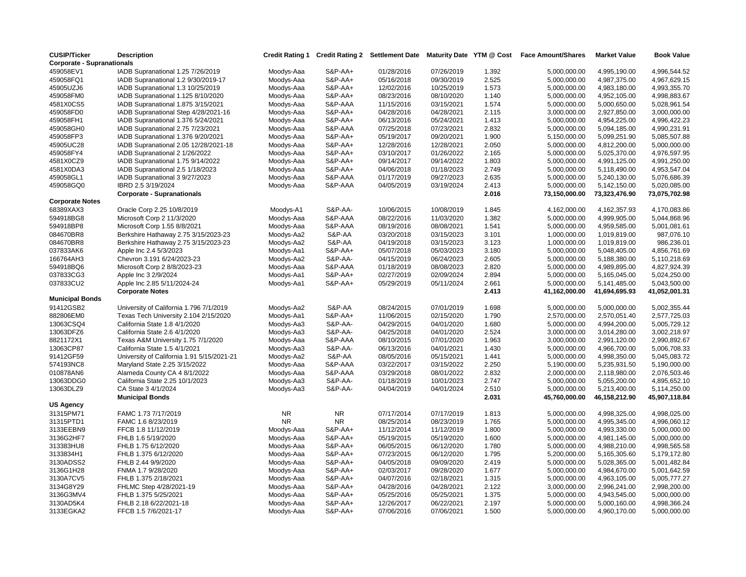| CUSIP/Ticker | Description | Credit Rating 1 | Credit Rating 2 | Settlement Date | Maturity Date | YTM @ Cost | Face Amount/Shares | Market Value | Book Value |
|---|---|---|---|---|---|---|---|---|---|
| **Corporate - Supranationals** | | | | | | | | | |
| 459058EV1 | IADB Supranational 1.25 7/26/2019 | Moodys-Aaa | S&P-AA+ | 01/28/2016 | 07/26/2019 | 1.392 | 5,000,000.00 | 4,995,190.00 | 4,996,544.52 |
| 459058FQ1 | IADB Supranational 1.2 9/30/2019-17 | Moodys-Aaa | S&P-AA+ | 05/16/2018 | 09/30/2019 | 2.525 | 5,000,000.00 | 4,987,375.00 | 4,967,629.15 |
| 45905UZJ6 | IADB Supranational 1.3 10/25/2019 | Moodys-Aaa | S&P-AA+ | 12/02/2016 | 10/25/2019 | 1.573 | 5,000,000.00 | 4,983,180.00 | 4,993,355.70 |
| 459058FM0 | IADB Supranational 1.125 8/10/2020 | Moodys-Aaa | S&P-AA+ | 08/23/2016 | 08/10/2020 | 1.140 | 5,000,000.00 | 4,952,105.00 | 4,998,883.67 |
| 4581X0CS5 | IADB Supranational 1.875 3/15/2021 | Moodys-Aaa | S&P-AAA | 11/15/2016 | 03/15/2021 | 1.574 | 5,000,000.00 | 5,000,650.00 | 5,028,961.54 |
| 459058FD0 | IADB Supranational Step 4/28/2021-16 | Moodys-Aaa | S&P-AA+ | 04/28/2016 | 04/28/2021 | 2.115 | 3,000,000.00 | 2,927,850.00 | 3,000,000.00 |
| 459058FH1 | IADB Supranational 1.376 5/24/2021 | Moodys-Aaa | S&P-AA+ | 06/13/2016 | 05/24/2021 | 1.413 | 5,000,000.00 | 4,954,225.00 | 4,996,422.23 |
| 459058GH0 | IADB Supranational 2.75 7/23/2021 | Moodys-Aaa | S&P-AAA | 07/25/2018 | 07/23/2021 | 2.832 | 5,000,000.00 | 5,094,185.00 | 4,990,231.91 |
| 459058FP3 | IADB Supranational 1.376 9/20/2021 | Moodys-Aaa | S&P-AA+ | 05/19/2017 | 09/20/2021 | 1.900 | 5,150,000.00 | 5,099,251.90 | 5,085,507.88 |
| 45905UC28 | IADB Supranational 2.05 12/28/2021-18 | Moodys-Aaa | S&P-AA+ | 12/28/2016 | 12/28/2021 | 2.050 | 5,000,000.00 | 4,812,200.00 | 5,000,000.00 |
| 459058FY4 | IADB Supranational 2 1/26/2022 | Moodys-Aaa | S&P-AA+ | 03/10/2017 | 01/26/2022 | 2.165 | 5,000,000.00 | 5,025,370.00 | 4,976,597.95 |
| 4581X0CZ9 | IADB Supranational 1.75 9/14/2022 | Moodys-Aaa | S&P-AA+ | 09/14/2017 | 09/14/2022 | 1.803 | 5,000,000.00 | 4,991,125.00 | 4,991,250.00 |
| 4581X0DA3 | IADB Supranational 2.5 1/18/2023 | Moodys-Aaa | S&P-AA+ | 04/06/2018 | 01/18/2023 | 2.749 | 5,000,000.00 | 5,118,490.00 | 4,953,547.04 |
| 459058GL1 | IADB Supranational 3 9/27/2023 | Moodys-Aaa | S&P-AAA | 01/17/2019 | 09/27/2023 | 2.635 | 5,000,000.00 | 5,240,130.00 | 5,076,686.39 |
| 459058GQ0 | IBRD 2.5 3/19/2024 | Moodys-Aaa | S&P-AAA | 04/05/2019 | 03/19/2024 | 2.413 | 5,000,000.00 | 5,142,150.00 | 5,020,085.00 |
| | **Corporate - Supranationals** | | | | | **2.016** | **73,150,000.00** | **73,323,476.90** | **73,075,702.98** |
| **Corporate Notes** | | | | | | | | | |
| 68389XAX3 | Oracle Corp 2.25 10/8/2019 | Moodys-A1 | S&P-AA- | 10/06/2015 | 10/08/2019 | 1.845 | 4,162,000.00 | 4,162,357.93 | 4,170,083.86 |
| 594918BG8 | Microsoft Corp 2 11/3/2020 | Moodys-Aaa | S&P-AAA | 08/22/2016 | 11/03/2020 | 1.382 | 5,000,000.00 | 4,999,905.00 | 5,044,868.96 |
| 594918BP8 | Microsoft Corp 1.55 8/8/2021 | Moodys-Aaa | S&P-AAA | 08/19/2016 | 08/08/2021 | 1.541 | 5,000,000.00 | 4,959,585.00 | 5,001,081.61 |
| 084670BR8 | Berkshire Hathaway 2.75 3/15/2023-23 | Moodys-Aa2 | S&P-AA | 03/20/2018 | 03/15/2023 | 3.101 | 1,000,000.00 | 1,019,819.00 | 987,076.10 |
| 084670BR8 | Berkshire Hathaway 2.75 3/15/2023-23 | Moodys-Aa2 | S&P-AA | 04/19/2018 | 03/15/2023 | 3.123 | 1,000,000.00 | 1,019,819.00 | 986,236.01 |
| 037833AK6 | Apple Inc 2.4 5/3/2023 | Moodys-Aa1 | S&P-AA+ | 05/07/2018 | 05/03/2023 | 3.180 | 5,000,000.00 | 5,048,405.00 | 4,856,761.69 |
| 166764AH3 | Chevron 3.191 6/24/2023-23 | Moodys-Aa2 | S&P-AA- | 04/15/2019 | 06/24/2023 | 2.605 | 5,000,000.00 | 5,188,380.00 | 5,110,218.69 |
| 594918BQ6 | Microsoft Corp 2 8/8/2023-23 | Moodys-Aaa | S&P-AAA | 01/18/2019 | 08/08/2023 | 2.820 | 5,000,000.00 | 4,989,895.00 | 4,827,924.39 |
| 037833CG3 | Apple Inc 3 2/9/2024 | Moodys-Aa1 | S&P-AA+ | 02/27/2019 | 02/09/2024 | 2.894 | 5,000,000.00 | 5,165,045.00 | 5,024,250.00 |
| 037833CU2 | Apple Inc 2.85 5/11/2024-24 | Moodys-Aa1 | S&P-AA+ | 05/29/2019 | 05/11/2024 | 2.661 | 5,000,000.00 | 5,141,485.00 | 5,043,500.00 |
| | **Corporate Notes** | | | | | **2.413** | **41,162,000.00** | **41,694,695.93** | **41,052,001.31** |
| **Municipal Bonds** | | | | | | | | | |
| 91412GSB2 | University of California 1.796 7/1/2019 | Moodys-Aa2 | S&P-AA | 08/24/2015 | 07/01/2019 | 1.698 | 5,000,000.00 | 5,000,000.00 | 5,002,355.44 |
| 882806EM0 | Texas Tech University 2.104 2/15/2020 | Moodys-Aa1 | S&P-AA+ | 11/06/2015 | 02/15/2020 | 1.790 | 2,570,000.00 | 2,570,051.40 | 2,577,725.03 |
| 13063CSQ4 | California State 1.8 4/1/2020 | Moodys-Aa3 | S&P-AA- | 04/29/2015 | 04/01/2020 | 1.680 | 5,000,000.00 | 4,994,200.00 | 5,005,729.12 |
| 13063DFZ6 | California State 2.6 4/1/2020 | Moodys-Aa3 | S&P-AA- | 04/25/2018 | 04/01/2020 | 2.524 | 3,000,000.00 | 3,014,280.00 | 3,002,218.97 |
| 8821172X1 | Texas A&M University 1.75 7/1/2020 | Moodys-Aaa | S&P-AAA | 08/10/2015 | 07/01/2020 | 1.963 | 3,000,000.00 | 2,991,120.00 | 2,990,892.67 |
| 13063CP87 | California State 1.5 4/1/2021 | Moodys-Aa3 | S&P-AA- | 06/13/2016 | 04/01/2021 | 1.430 | 5,000,000.00 | 4,966,700.00 | 5,006,708.33 |
| 91412GF59 | University of California 1.91 5/15/2021-21 | Moodys-Aa2 | S&P-AA | 08/05/2016 | 05/15/2021 | 1.441 | 5,000,000.00 | 4,998,350.00 | 5,045,083.72 |
| 574193NC8 | Maryland State 2.25 3/15/2022 | Moodys-Aaa | S&P-AAA | 03/22/2017 | 03/15/2022 | 2.250 | 5,190,000.00 | 5,235,931.50 | 5,190,000.00 |
| 010878AN6 | Alameda County CA 4 8/1/2022 | Moodys-Aaa | S&P-AAA | 03/29/2018 | 08/01/2022 | 2.832 | 2,000,000.00 | 2,118,980.00 | 2,076,503.46 |
| 13063DDG0 | California State 2.25 10/1/2023 | Moodys-Aa3 | S&P-AA- | 01/18/2019 | 10/01/2023 | 2.747 | 5,000,000.00 | 5,055,200.00 | 4,895,652.10 |
| 13063DLZ9 | CA State 3 4/1/2024 | Moodys-Aa3 | S&P-AA- | 04/04/2019 | 04/01/2024 | 2.510 | 5,000,000.00 | 5,213,400.00 | 5,114,250.00 |
| | **Municipal Bonds** | | | | | **2.031** | **45,760,000.00** | **46,158,212.90** | **45,907,118.84** |
| **US Agency** | | | | | | | | | |
| 31315PM71 | FAMC 1.73 7/17/2019 | NR | NR | 07/17/2014 | 07/17/2019 | 1.813 | 5,000,000.00 | 4,998,325.00 | 4,998,025.00 |
| 31315PTD1 | FAMC 1.6 8/23/2019 | NR | NR | 08/25/2014 | 08/23/2019 | 1.765 | 5,000,000.00 | 4,995,345.00 | 4,996,060.12 |
| 3133EEBN9 | FFCB 1.8 11/12/2019 | Moodys-Aaa | S&P-AA+ | 11/12/2014 | 11/12/2019 | 1.800 | 5,000,000.00 | 4,993,330.00 | 5,000,000.00 |
| 3136G2HF7 | FHLB 1.6 5/19/2020 | Moodys-Aaa | S&P-AA+ | 05/19/2015 | 05/19/2020 | 1.600 | 5,000,000.00 | 4,981,145.00 | 5,000,000.00 |
| 313383HU8 | FHLB 1.75 6/12/2020 | Moodys-Aaa | S&P-AA+ | 06/05/2015 | 06/12/2020 | 1.780 | 5,000,000.00 | 4,988,210.00 | 4,998,565.58 |
| 3133834H1 | FHLB 1.375 6/12/2020 | Moodys-Aaa | S&P-AA+ | 07/23/2015 | 06/12/2020 | 1.795 | 5,200,000.00 | 5,165,305.60 | 5,179,172.80 |
| 3130ADSS2 | FHLB 2.44 9/9/2020 | Moodys-Aaa | S&P-AA+ | 04/05/2018 | 09/09/2020 | 2.419 | 5,000,000.00 | 5,028,365.00 | 5,001,482.84 |
| 3136G1H28 | FNMA 1.7 9/28/2020 | Moodys-Aaa | S&P-AA+ | 02/03/2017 | 09/28/2020 | 1.677 | 5,000,000.00 | 4,984,670.00 | 5,001,642.59 |
| 3130A7CV5 | FHLB 1.375 2/18/2021 | Moodys-Aaa | S&P-AA+ | 04/07/2016 | 02/18/2021 | 1.315 | 5,000,000.00 | 4,963,105.00 | 5,005,777.27 |
| 3134G8Y29 | FHLMC Step 4/28/2021-19 | Moodys-Aaa | S&P-AA+ | 04/28/2016 | 04/28/2021 | 2.122 | 3,000,000.00 | 2,996,241.00 | 2,998,200.00 |
| 3136G3MV4 | FHLB 1.375 5/25/2021 | Moodys-Aaa | S&P-AA+ | 05/25/2016 | 05/25/2021 | 1.375 | 5,000,000.00 | 4,943,545.00 | 5,000,000.00 |
| 3130AD5K4 | FHLB 2.18 6/22/2021-18 | Moodys-Aaa | S&P-AA+ | 12/26/2017 | 06/22/2021 | 2.197 | 5,000,000.00 | 5,000,160.00 | 4,998,366.24 |
| 3133EGKA2 | FFCB 1.5 7/6/2021-17 | Moodys-Aaa | S&P-AA+ | 07/06/2016 | 07/06/2021 | 1.500 | 5,000,000.00 | 4,960,170.00 | 5,000,000.00 |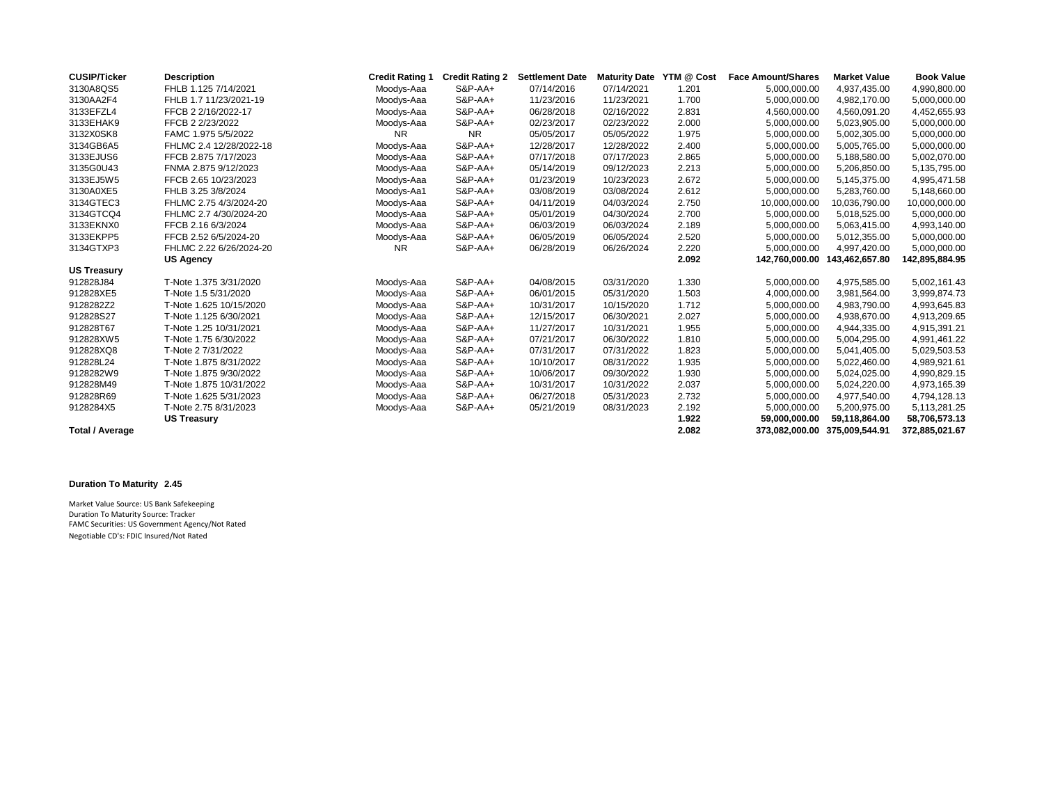| CUSIP/Ticker | Description | Credit Rating 1 | Credit Rating 2 | Settlement Date | Maturity Date | YTM @ Cost | Face Amount/Shares | Market Value | Book Value |
|---|---|---|---|---|---|---|---|---|---|
| 3130A8QS5 | FHLB 1.125 7/14/2021 | Moodys-Aaa | S&P-AA+ | 07/14/2016 | 07/14/2021 | 1.201 | 5,000,000.00 | 4,937,435.00 | 4,990,800.00 |
| 3130AA2F4 | FHLB 1.7 11/23/2021-19 | Moodys-Aaa | S&P-AA+ | 11/23/2016 | 11/23/2021 | 1.700 | 5,000,000.00 | 4,982,170.00 | 5,000,000.00 |
| 3133EFZL4 | FFCB 2 2/16/2022-17 | Moodys-Aaa | S&P-AA+ | 06/28/2018 | 02/16/2022 | 2.831 | 4,560,000.00 | 4,560,091.20 | 4,452,655.93 |
| 3133EHAK9 | FFCB 2 2/23/2022 | Moodys-Aaa | S&P-AA+ | 02/23/2017 | 02/23/2022 | 2.000 | 5,000,000.00 | 5,023,905.00 | 5,000,000.00 |
| 3132X0SK8 | FAMC 1.975 5/5/2022 | NR | NR | 05/05/2017 | 05/05/2022 | 1.975 | 5,000,000.00 | 5,002,305.00 | 5,000,000.00 |
| 3134GB6A5 | FHLMC 2.4 12/28/2022-18 | Moodys-Aaa | S&P-AA+ | 12/28/2017 | 12/28/2022 | 2.400 | 5,000,000.00 | 5,005,765.00 | 5,000,000.00 |
| 3133EJUS6 | FFCB 2.875 7/17/2023 | Moodys-Aaa | S&P-AA+ | 07/17/2018 | 07/17/2023 | 2.865 | 5,000,000.00 | 5,188,580.00 | 5,002,070.00 |
| 3135G0U43 | FNMA 2.875 9/12/2023 | Moodys-Aaa | S&P-AA+ | 05/14/2019 | 09/12/2023 | 2.213 | 5,000,000.00 | 5,206,850.00 | 5,135,795.00 |
| 3133EJ5W5 | FFCB 2.65 10/23/2023 | Moodys-Aaa | S&P-AA+ | 01/23/2019 | 10/23/2023 | 2.672 | 5,000,000.00 | 5,145,375.00 | 4,995,471.58 |
| 3130A0XE5 | FHLB 3.25 3/8/2024 | Moodys-Aa1 | S&P-AA+ | 03/08/2019 | 03/08/2024 | 2.612 | 5,000,000.00 | 5,283,760.00 | 5,148,660.00 |
| 3134GTEC3 | FHLMC 2.75 4/3/2024-20 | Moodys-Aaa | S&P-AA+ | 04/11/2019 | 04/03/2024 | 2.750 | 10,000,000.00 | 10,036,790.00 | 10,000,000.00 |
| 3134GTCQ4 | FHLMC 2.7 4/30/2024-20 | Moodys-Aaa | S&P-AA+ | 05/01/2019 | 04/30/2024 | 2.700 | 5,000,000.00 | 5,018,525.00 | 5,000,000.00 |
| 3133EKNX0 | FFCB 2.16 6/3/2024 | Moodys-Aaa | S&P-AA+ | 06/03/2019 | 06/03/2024 | 2.189 | 5,000,000.00 | 5,063,415.00 | 4,993,140.00 |
| 3133EKPP5 | FFCB 2.52 6/5/2024-20 | Moodys-Aaa | S&P-AA+ | 06/05/2019 | 06/05/2024 | 2.520 | 5,000,000.00 | 5,012,355.00 | 5,000,000.00 |
| 3134GTXP3 | FHLMC 2.22 6/26/2024-20 | NR | S&P-AA+ | 06/28/2019 | 06/26/2024 | 2.220 | 5,000,000.00 | 4,997,420.00 | 5,000,000.00 |
| | **US Agency** | | | | | **2.092** | **142,760,000.00** | **143,462,657.80** | **142,895,884.95** |
| **US Treasury** | | | | | | | | | |
| 912828J84 | T-Note 1.375 3/31/2020 | Moodys-Aaa | S&P-AA+ | 04/08/2015 | 03/31/2020 | 1.330 | 5,000,000.00 | 4,975,585.00 | 5,002,161.43 |
| 912828XE5 | T-Note 1.5 5/31/2020 | Moodys-Aaa | S&P-AA+ | 06/01/2015 | 05/31/2020 | 1.503 | 4,000,000.00 | 3,981,564.00 | 3,999,874.73 |
| 9128282Z2 | T-Note 1.625 10/15/2020 | Moodys-Aaa | S&P-AA+ | 10/31/2017 | 10/15/2020 | 1.712 | 5,000,000.00 | 4,983,790.00 | 4,993,645.83 |
| 912828S27 | T-Note 1.125 6/30/2021 | Moodys-Aaa | S&P-AA+ | 12/15/2017 | 06/30/2021 | 2.027 | 5,000,000.00 | 4,938,670.00 | 4,913,209.65 |
| 912828T67 | T-Note 1.25 10/31/2021 | Moodys-Aaa | S&P-AA+ | 11/27/2017 | 10/31/2021 | 1.955 | 5,000,000.00 | 4,944,335.00 | 4,915,391.21 |
| 912828XW5 | T-Note 1.75 6/30/2022 | Moodys-Aaa | S&P-AA+ | 07/21/2017 | 06/30/2022 | 1.810 | 5,000,000.00 | 5,004,295.00 | 4,991,461.22 |
| 912828XQ8 | T-Note 2 7/31/2022 | Moodys-Aaa | S&P-AA+ | 07/31/2017 | 07/31/2022 | 1.823 | 5,000,000.00 | 5,041,405.00 | 5,029,503.53 |
| 912828L24 | T-Note 1.875 8/31/2022 | Moodys-Aaa | S&P-AA+ | 10/10/2017 | 08/31/2022 | 1.935 | 5,000,000.00 | 5,022,460.00 | 4,989,921.61 |
| 9128282W9 | T-Note 1.875 9/30/2022 | Moodys-Aaa | S&P-AA+ | 10/06/2017 | 09/30/2022 | 1.930 | 5,000,000.00 | 5,024,025.00 | 4,990,829.15 |
| 912828M49 | T-Note 1.875 10/31/2022 | Moodys-Aaa | S&P-AA+ | 10/31/2017 | 10/31/2022 | 2.037 | 5,000,000.00 | 5,024,220.00 | 4,973,165.39 |
| 912828R69 | T-Note 1.625 5/31/2023 | Moodys-Aaa | S&P-AA+ | 06/27/2018 | 05/31/2023 | 2.732 | 5,000,000.00 | 4,977,540.00 | 4,794,128.13 |
| 9128284X5 | T-Note 2.75 8/31/2023 | Moodys-Aaa | S&P-AA+ | 05/21/2019 | 08/31/2023 | 2.192 | 5,000,000.00 | 5,200,975.00 | 5,113,281.25 |
| | **US Treasury** | | | | | **1.922** | **59,000,000.00** | **59,118,864.00** | **58,706,573.13** |
| **Total / Average** | | | | | | **2.082** | **373,082,000.00** | **375,009,544.91** | **372,885,021.67** |

**Duration To Maturity 2.45**

Market Value Source: US Bank Safekeeping
Duration To Maturity Source: Tracker
FAMC Securities: US Government Agency/Not Rated
Negotiable CD's: FDIC Insured/Not Rated